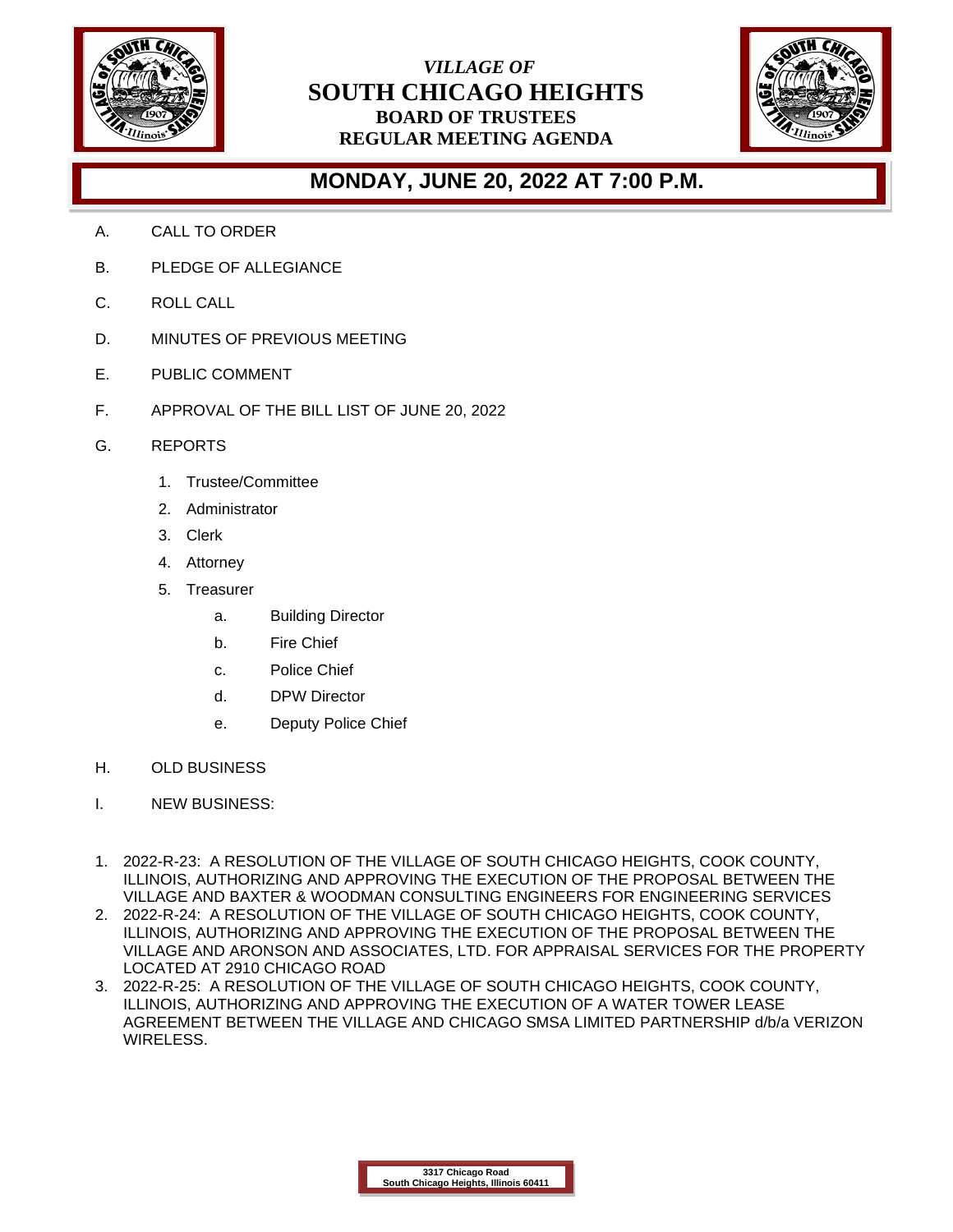*VILLAGE OF*

# SOUTH CHICAGO HEIGHTS

## BOARD OF TRUSTEES
## REGULAR MEETING AGENDA

## MONDAY, JUNE 20, 2022 AT 7:00 P.M.

A. CALL TO ORDER

B. PLEDGE OF ALLEGIANCE

C. ROLL CALL

D. MINUTES OF PREVIOUS MEETING

E. PUBLIC COMMENT

F. APPROVAL OF THE BILL LIST OF JUNE 20, 2022

G. REPORTS

1. Trustee/Committee
2. Administrator
3. Clerk
4. Attorney
5. Treasurer
    - a. Building Director
    - b. Fire Chief
    - c. Police Chief
    - d. DPW Director
    - e. Deputy Police Chief

H. OLD BUSINESS

I. NEW BUSINESS:

1. 2022-R-23: A RESOLUTION OF THE VILLAGE OF SOUTH CHICAGO HEIGHTS, COOK COUNTY, ILLINOIS, AUTHORIZING AND APPROVING THE EXECUTION OF THE PROPOSAL BETWEEN THE VILLAGE AND BAXTER & WOODMAN CONSULTING ENGINEERS FOR ENGINEERING SERVICES
2. 2022-R-24: A RESOLUTION OF THE VILLAGE OF SOUTH CHICAGO HEIGHTS, COOK COUNTY, ILLINOIS, AUTHORIZING AND APPROVING THE EXECUTION OF THE PROPOSAL BETWEEN THE VILLAGE AND ARONSON AND ASSOCIATES, LTD. FOR APPRAISAL SERVICES FOR THE PROPERTY LOCATED AT 2910 CHICAGO ROAD
3. 2022-R-25: A RESOLUTION OF THE VILLAGE OF SOUTH CHICAGO HEIGHTS, COOK COUNTY, ILLINOIS, AUTHORIZING AND APPROVING THE EXECUTION OF A WATER TOWER LEASE AGREEMENT BETWEEN THE VILLAGE AND CHICAGO SMSA LIMITED PARTNERSHIP d/b/a VERIZON WIRELESS.

**3317 Chicago Road**
**South Chicago Heights, Illinois 60411**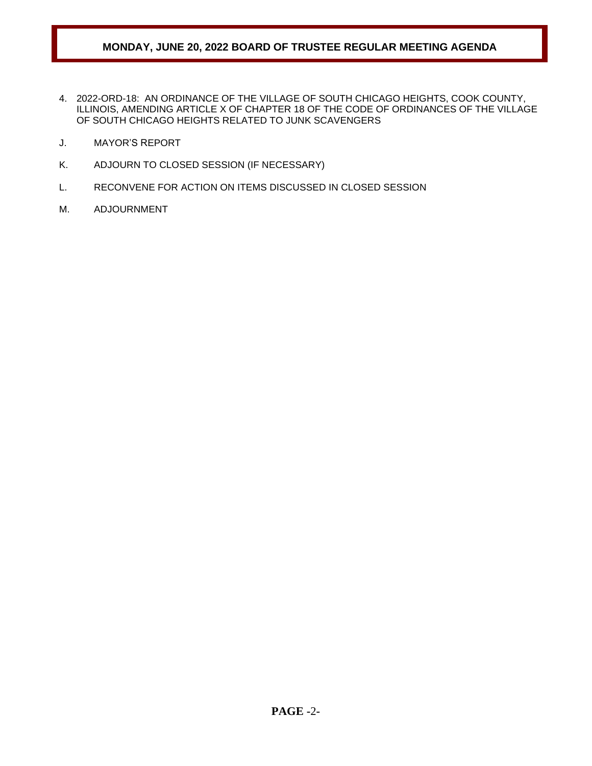4. 2022-ORD-18: AN ORDINANCE OF THE VILLAGE OF SOUTH CHICAGO HEIGHTS, COOK COUNTY, ILLINOIS, AMENDING ARTICLE X OF CHAPTER 18 OF THE CODE OF ORDINANCES OF THE VILLAGE OF SOUTH CHICAGO HEIGHTS RELATED TO JUNK SCAVENGERS

J. MAYOR'S REPORT

K. ADJOURN TO CLOSED SESSION (IF NECESSARY)

L. RECONVENE FOR ACTION ON ITEMS DISCUSSED IN CLOSED SESSION

M. ADJOURNMENT